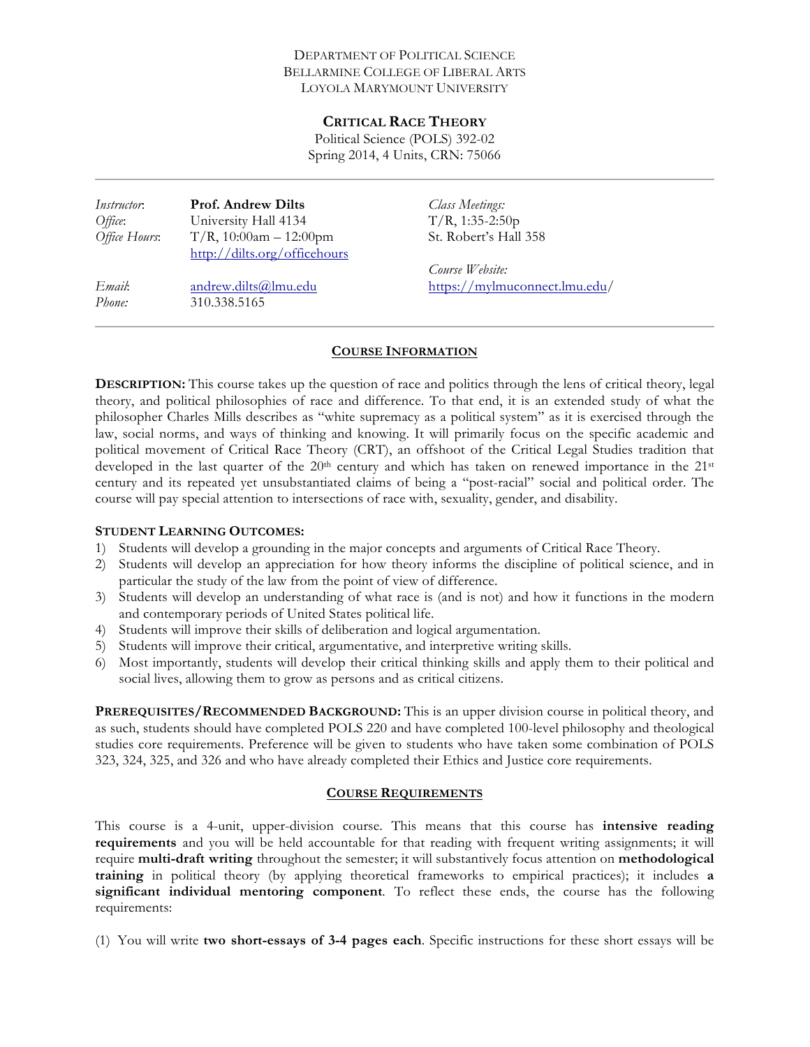DEPARTMENT OF POLITICAL SCIENCE
BELLARMINE COLLEGE OF LIBERAL ARTS
LOYOLA MARYMOUNT UNIVERSITY

# CRITICAL RACE THEORY

Political Science (POLS) 392-02
Spring 2014, 4 Units, CRN: 75066

---

| | | | |
|---|---|---|---|
| *Instructor*: | **Prof. Andrew Dilts** | *Class Meetings:* | |
| *Office*: | University Hall 4134 | T/R, 1:35-2:50p | |
| *Office Hours*: | T/R, 10:00am – 12:00pm<br>http://dilts.org/officehours | St. Robert's Hall 358 | |
| | | *Course Website:* | |
| *Email*: | andrew.dilts@lmu.edu | https://mylmuconnect.lmu.edu/ | |
| *Phone:* | 310.338.5165 | | |

---

## COURSE INFORMATION

**DESCRIPTION:** This course takes up the question of race and politics through the lens of critical theory, legal theory, and political philosophies of race and difference. To that end, it is an extended study of what the philosopher Charles Mills describes as "white supremacy as a political system" as it is exercised through the law, social norms, and ways of thinking and knowing. It will primarily focus on the specific academic and political movement of Critical Race Theory (CRT), an offshoot of the Critical Legal Studies tradition that developed in the last quarter of the 20th century and which has taken on renewed importance in the 21st century and its repeated yet unsubstantiated claims of being a "post-racial" social and political order. The course will pay special attention to intersections of race with, sexuality, gender, and disability.

**STUDENT LEARNING OUTCOMES:**

1) Students will develop a grounding in the major concepts and arguments of Critical Race Theory.
2) Students will develop an appreciation for how theory informs the discipline of political science, and in particular the study of the law from the point of view of difference.
3) Students will develop an understanding of what race is (and is not) and how it functions in the modern and contemporary periods of United States political life.
4) Students will improve their skills of deliberation and logical argumentation.
5) Students will improve their critical, argumentative, and interpretive writing skills.
6) Most importantly, students will develop their critical thinking skills and apply them to their political and social lives, allowing them to grow as persons and as critical citizens.

**PREREQUISITES/RECOMMENDED BACKGROUND:** This is an upper division course in political theory, and as such, students should have completed POLS 220 and have completed 100-level philosophy and theological studies core requirements. Preference will be given to students who have taken some combination of POLS 323, 324, 325, and 326 and who have already completed their Ethics and Justice core requirements.

## COURSE REQUIREMENTS

This course is a 4-unit, upper-division course. This means that this course has **intensive reading requirements** and you will be held accountable for that reading with frequent writing assignments; it will require **multi-draft writing** throughout the semester; it will substantively focus attention on **methodological training** in political theory (by applying theoretical frameworks to empirical practices); it includes **a significant individual mentoring component**. To reflect these ends, the course has the following requirements:

(1) You will write **two short-essays of 3-4 pages each**. Specific instructions for these short essays will be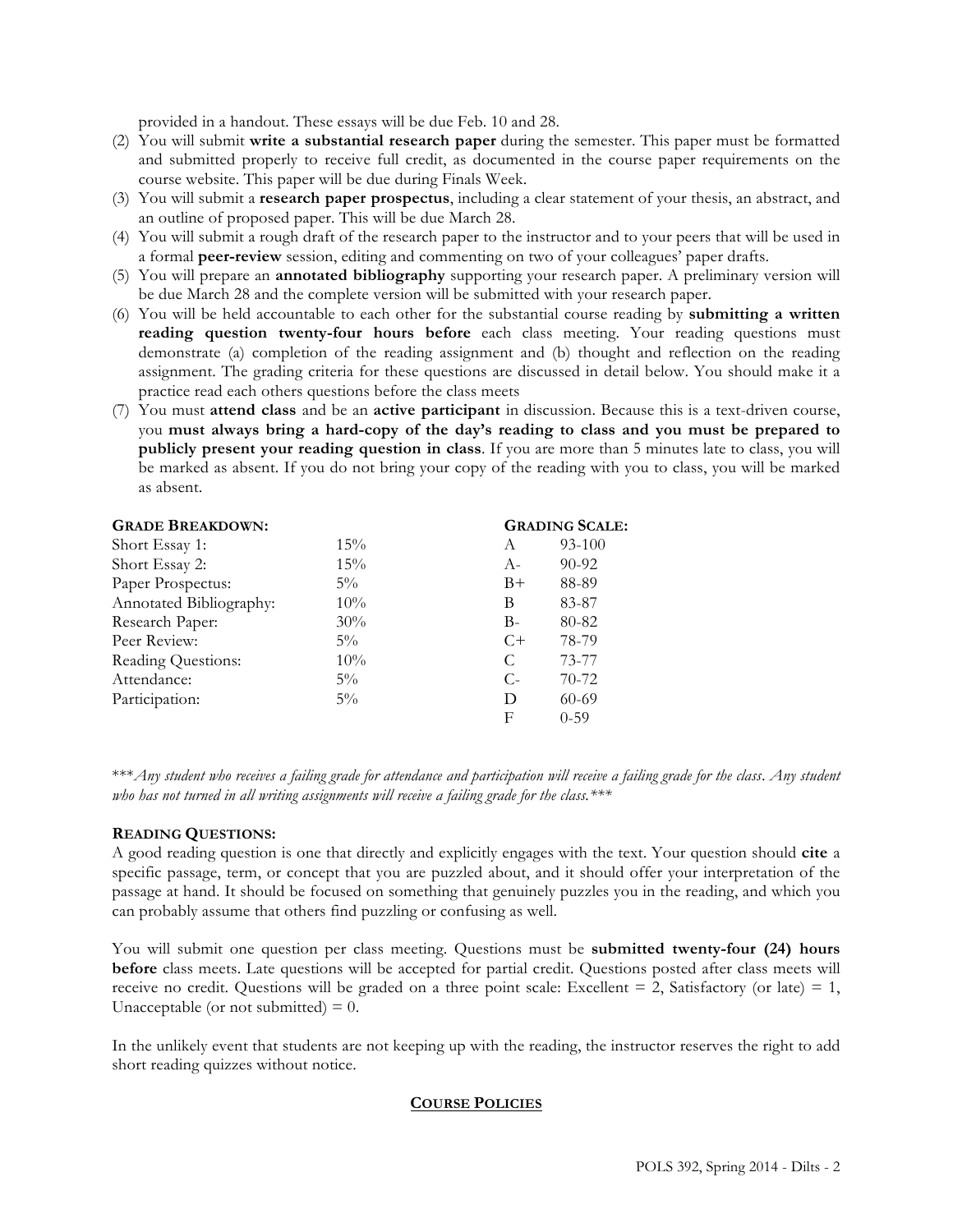provided in a handout. These essays will be due Feb. 10 and 28.

(2) You will submit **write a substantial research paper** during the semester. This paper must be formatted and submitted properly to receive full credit, as documented in the course paper requirements on the course website. This paper will be due during Finals Week.

(3) You will submit a **research paper prospectus**, including a clear statement of your thesis, an abstract, and an outline of proposed paper. This will be due March 28.

(4) You will submit a rough draft of the research paper to the instructor and to your peers that will be used in a formal **peer-review** session, editing and commenting on two of your colleagues' paper drafts.

(5) You will prepare an **annotated bibliography** supporting your research paper. A preliminary version will be due March 28 and the complete version will be submitted with your research paper.

(6) You will be held accountable to each other for the substantial course reading by **submitting a written reading question twenty-four hours before** each class meeting. Your reading questions must demonstrate (a) completion of the reading assignment and (b) thought and reflection on the reading assignment. The grading criteria for these questions are discussed in detail below. You should make it a practice read each others questions before the class meets

(7) You must **attend class** and be an **active participant** in discussion. Because this is a text-driven course, you **must always bring a hard-copy of the day's reading to class and you must be prepared to publicly present your reading question in class**. If you are more than 5 minutes late to class, you will be marked as absent. If you do not bring your copy of the reading with you to class, you will be marked as absent.

**GRADE BREAKDOWN:**

| Item | Weight |
|---|---|
| Short Essay 1: | 15% |
| Short Essay 2: | 15% |
| Paper Prospectus: | 5% |
| Annotated Bibliography: | 10% |
| Research Paper: | 30% |
| Peer Review: | 5% |
| Reading Questions: | 10% |
| Attendance: | 5% |
| Participation: | 5% |

**GRADING SCALE:**

| Grade | Range |
|---|---|
| A | 93-100 |
| A- | 90-92 |
| B+ | 88-89 |
| B | 83-87 |
| B- | 80-82 |
| C+ | 78-79 |
| C | 73-77 |
| C- | 70-72 |
| D | 60-69 |
| F | 0-59 |

****Any student who receives a failing grade for attendance and participation will receive a failing grade for the class. Any student who has not turned in all writing assignments will receive a failing grade for the class.****

**READING QUESTIONS:**

A good reading question is one that directly and explicitly engages with the text. Your question should **cite** a specific passage, term, or concept that you are puzzled about, and it should offer your interpretation of the passage at hand. It should be focused on something that genuinely puzzles you in the reading, and which you can probably assume that others find puzzling or confusing as well.

You will submit one question per class meeting. Questions must be **submitted twenty-four (24) hours before** class meets. Late questions will be accepted for partial credit. Questions posted after class meets will receive no credit. Questions will be graded on a three point scale: Excellent = 2, Satisfactory (or late) = 1, Unacceptable (or not submitted) = 0.

In the unlikely event that students are not keeping up with the reading, the instructor reserves the right to add short reading quizzes without notice.

## COURSE POLICIES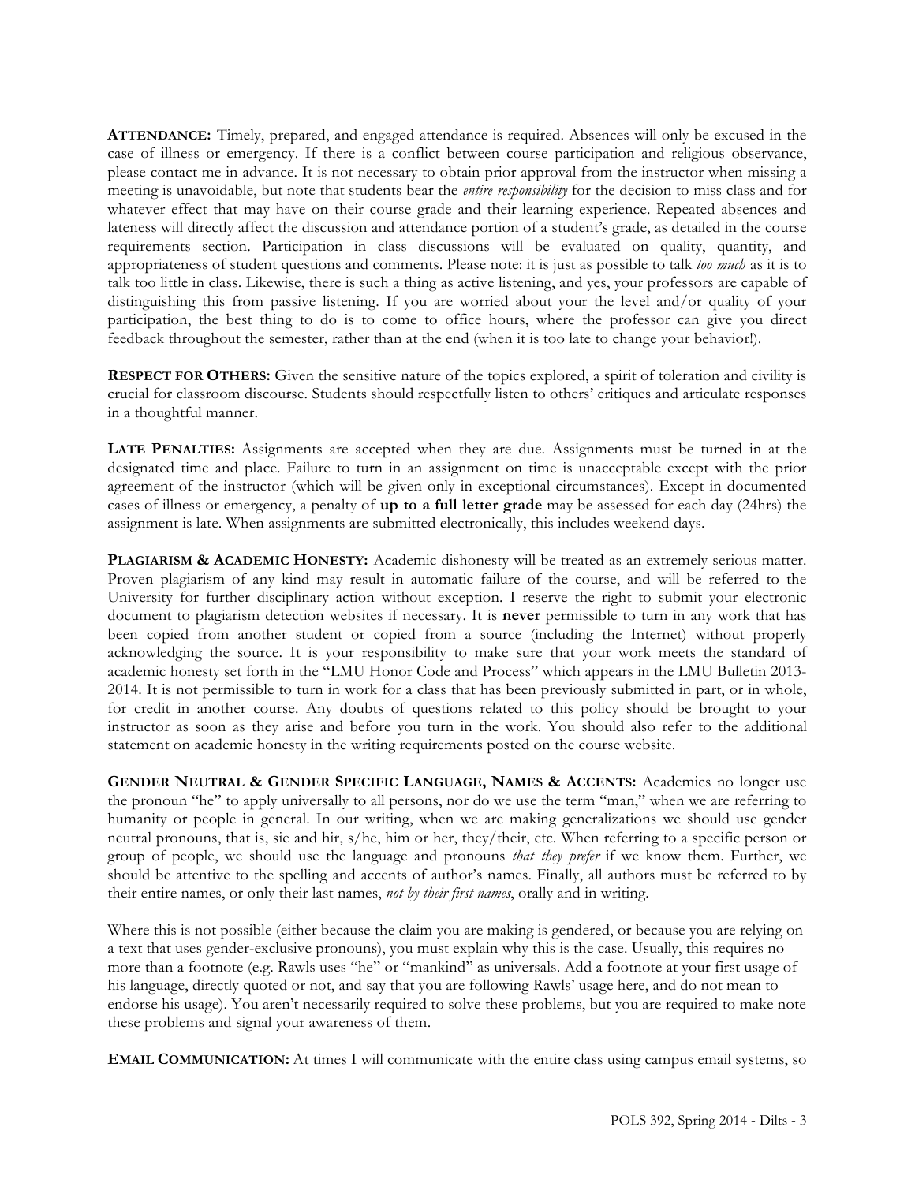**ATTENDANCE:** Timely, prepared, and engaged attendance is required. Absences will only be excused in the case of illness or emergency. If there is a conflict between course participation and religious observance, please contact me in advance. It is not necessary to obtain prior approval from the instructor when missing a meeting is unavoidable, but note that students bear the *entire responsibility* for the decision to miss class and for whatever effect that may have on their course grade and their learning experience. Repeated absences and lateness will directly affect the discussion and attendance portion of a student's grade, as detailed in the course requirements section. Participation in class discussions will be evaluated on quality, quantity, and appropriateness of student questions and comments. Please note: it is just as possible to talk *too much* as it is to talk too little in class. Likewise, there is such a thing as active listening, and yes, your professors are capable of distinguishing this from passive listening. If you are worried about your the level and/or quality of your participation, the best thing to do is to come to office hours, where the professor can give you direct feedback throughout the semester, rather than at the end (when it is too late to change your behavior!).

**RESPECT FOR OTHERS:** Given the sensitive nature of the topics explored, a spirit of toleration and civility is crucial for classroom discourse. Students should respectfully listen to others' critiques and articulate responses in a thoughtful manner.

**LATE PENALTIES:** Assignments are accepted when they are due. Assignments must be turned in at the designated time and place. Failure to turn in an assignment on time is unacceptable except with the prior agreement of the instructor (which will be given only in exceptional circumstances). Except in documented cases of illness or emergency, a penalty of **up to a full letter grade** may be assessed for each day (24hrs) the assignment is late. When assignments are submitted electronically, this includes weekend days.

**PLAGIARISM & ACADEMIC HONESTY:** Academic dishonesty will be treated as an extremely serious matter. Proven plagiarism of any kind may result in automatic failure of the course, and will be referred to the University for further disciplinary action without exception. I reserve the right to submit your electronic document to plagiarism detection websites if necessary. It is **never** permissible to turn in any work that has been copied from another student or copied from a source (including the Internet) without properly acknowledging the source. It is your responsibility to make sure that your work meets the standard of academic honesty set forth in the "LMU Honor Code and Process" which appears in the LMU Bulletin 2013-2014. It is not permissible to turn in work for a class that has been previously submitted in part, or in whole, for credit in another course. Any doubts of questions related to this policy should be brought to your instructor as soon as they arise and before you turn in the work. You should also refer to the additional statement on academic honesty in the writing requirements posted on the course website.

**GENDER NEUTRAL & GENDER SPECIFIC LANGUAGE, NAMES & ACCENTS:** Academics no longer use the pronoun "he" to apply universally to all persons, nor do we use the term "man," when we are referring to humanity or people in general. In our writing, when we are making generalizations we should use gender neutral pronouns, that is, sie and hir, s/he, him or her, they/their, etc. When referring to a specific person or group of people, we should use the language and pronouns *that they prefer* if we know them. Further, we should be attentive to the spelling and accents of author's names. Finally, all authors must be referred to by their entire names, or only their last names, *not by their first names*, orally and in writing.

Where this is not possible (either because the claim you are making is gendered, or because you are relying on a text that uses gender-exclusive pronouns), you must explain why this is the case. Usually, this requires no more than a footnote (e.g. Rawls uses "he" or "mankind" as universals. Add a footnote at your first usage of his language, directly quoted or not, and say that you are following Rawls' usage here, and do not mean to endorse his usage). You aren't necessarily required to solve these problems, but you are required to make note these problems and signal your awareness of them.

**EMAIL COMMUNICATION:** At times I will communicate with the entire class using campus email systems, so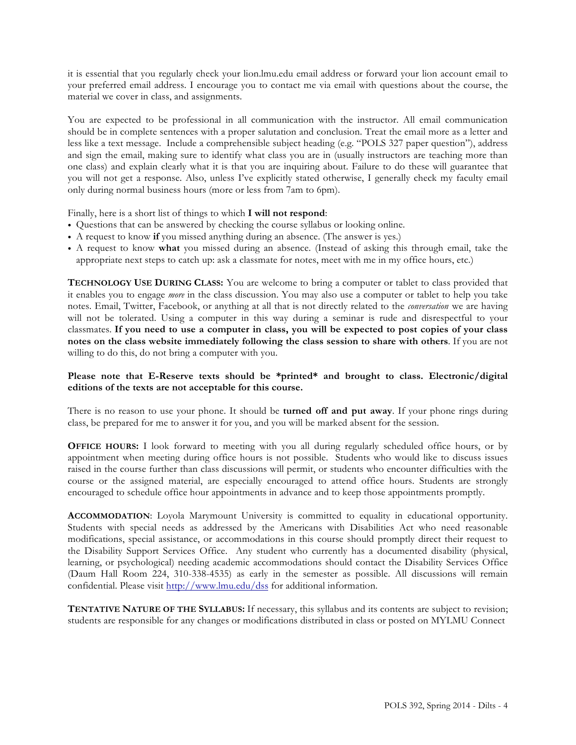it is essential that you regularly check your lion.lmu.edu email address or forward your lion account email to your preferred email address. I encourage you to contact me via email with questions about the course, the material we cover in class, and assignments.

You are expected to be professional in all communication with the instructor. All email communication should be in complete sentences with a proper salutation and conclusion. Treat the email more as a letter and less like a text message. Include a comprehensible subject heading (e.g. "POLS 327 paper question"), address and sign the email, making sure to identify what class you are in (usually instructors are teaching more than one class) and explain clearly what it is that you are inquiring about. Failure to do these will guarantee that you will not get a response. Also, unless I've explicitly stated otherwise, I generally check my faculty email only during normal business hours (more or less from 7am to 6pm).

Finally, here is a short list of things to which **I will not respond**:

- Questions that can be answered by checking the course syllabus or looking online.
- A request to know **if** you missed anything during an absence. (The answer is yes.)
- A request to know **what** you missed during an absence. (Instead of asking this through email, take the appropriate next steps to catch up: ask a classmate for notes, meet with me in my office hours, etc.)

**TECHNOLOGY USE DURING CLASS:** You are welcome to bring a computer or tablet to class provided that it enables you to engage *more* in the class discussion. You may also use a computer or tablet to help you take notes. Email, Twitter, Facebook, or anything at all that is not directly related to the *conversation* we are having will not be tolerated. Using a computer in this way during a seminar is rude and disrespectful to your classmates. **If you need to use a computer in class, you will be expected to post copies of your class notes on the class website immediately following the class session to share with others**. If you are not willing to do this, do not bring a computer with you.

**Please note that E-Reserve texts should be \*printed\* and brought to class. Electronic/digital editions of the texts are not acceptable for this course.**

There is no reason to use your phone. It should be **turned off and put away**. If your phone rings during class, be prepared for me to answer it for you, and you will be marked absent for the session.

**OFFICE HOURS:** I look forward to meeting with you all during regularly scheduled office hours, or by appointment when meeting during office hours is not possible. Students who would like to discuss issues raised in the course further than class discussions will permit, or students who encounter difficulties with the course or the assigned material, are especially encouraged to attend office hours. Students are strongly encouraged to schedule office hour appointments in advance and to keep those appointments promptly.

**ACCOMMODATION**: Loyola Marymount University is committed to equality in educational opportunity. Students with special needs as addressed by the Americans with Disabilities Act who need reasonable modifications, special assistance, or accommodations in this course should promptly direct their request to the Disability Support Services Office. Any student who currently has a documented disability (physical, learning, or psychological) needing academic accommodations should contact the Disability Services Office (Daum Hall Room 224, 310-338-4535) as early in the semester as possible. All discussions will remain confidential. Please visit http://www.lmu.edu/dss for additional information.

**TENTATIVE NATURE OF THE SYLLABUS:** If necessary, this syllabus and its contents are subject to revision; students are responsible for any changes or modifications distributed in class or posted on MYLMU Connect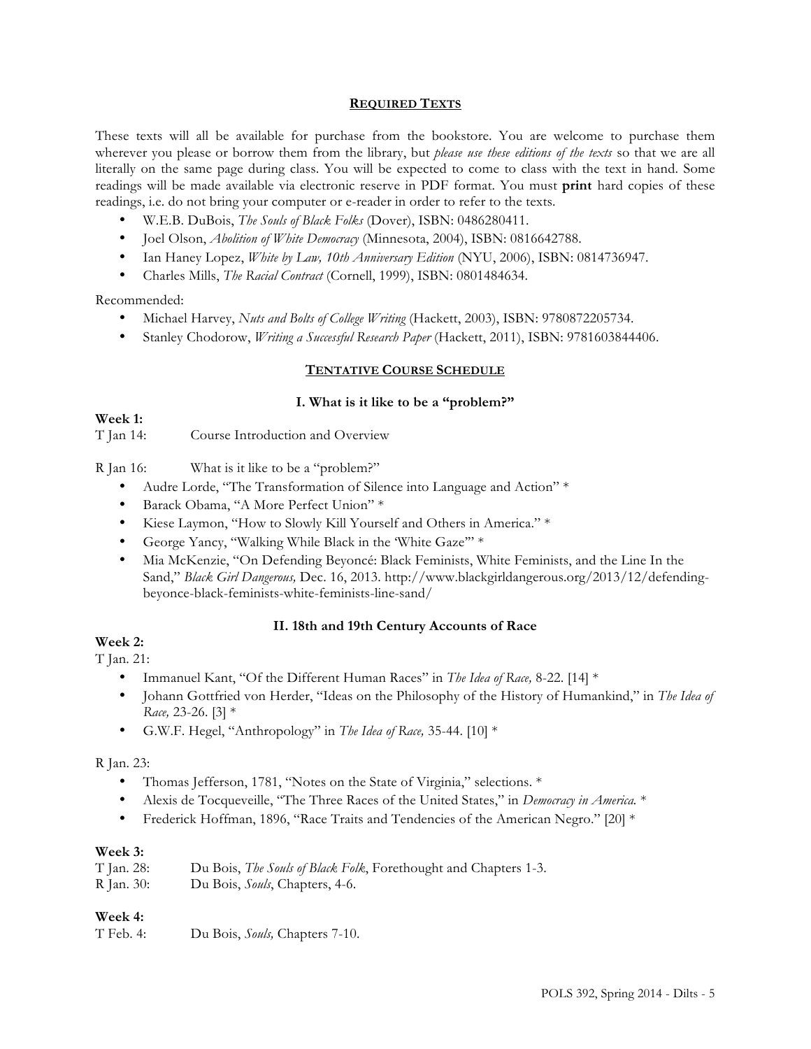## REQUIRED TEXTS

These texts will all be available for purchase from the bookstore. You are welcome to purchase them wherever you please or borrow them from the library, but *please use these editions of the texts* so that we are all literally on the same page during class. You will be expected to come to class with the text in hand. Some readings will be made available via electronic reserve in PDF format. You must **print** hard copies of these readings, i.e. do not bring your computer or e-reader in order to refer to the texts.

- W.E.B. DuBois, *The Souls of Black Folks* (Dover), ISBN: 0486280411.
- Joel Olson, *Abolition of White Democracy* (Minnesota, 2004), ISBN: 0816642788.
- Ian Haney Lopez, *White by Law, 10th Anniversary Edition* (NYU, 2006), ISBN: 0814736947.
- Charles Mills, *The Racial Contract* (Cornell, 1999), ISBN: 0801484634.

Recommended:

- Michael Harvey, *Nuts and Bolts of College Writing* (Hackett, 2003), ISBN: 9780872205734.
- Stanley Chodorow, *Writing a Successful Research Paper* (Hackett, 2011), ISBN: 9781603844406.

## TENTATIVE COURSE SCHEDULE

### I. What is it like to be a "problem?"

**Week 1:**

T Jan 14: Course Introduction and Overview

R Jan 16: What is it like to be a "problem?"

- Audre Lorde, "The Transformation of Silence into Language and Action" *
- Barack Obama, "A More Perfect Union" *
- Kiese Laymon, "How to Slowly Kill Yourself and Others in America." *
- George Yancy, "Walking While Black in the 'White Gaze'" *
- Mia McKenzie, "On Defending Beyoncé: Black Feminists, White Feminists, and the Line In the Sand," *Black Girl Dangerous,* Dec. 16, 2013. http://www.blackgirldangerous.org/2013/12/defending-beyonce-black-feminists-white-feminists-line-sand/

### II. 18th and 19th Century Accounts of Race

**Week 2:**

T Jan. 21:

- Immanuel Kant, "Of the Different Human Races" in *The Idea of Race,* 8-22. [14] *
- Johann Gottfried von Herder, "Ideas on the Philosophy of the History of Humankind," in *The Idea of Race,* 23-26. [3] *
- G.W.F. Hegel, "Anthropology" in *The Idea of Race,* 35-44. [10] *

R Jan. 23:

- Thomas Jefferson, 1781, "Notes on the State of Virginia," selections. *
- Alexis de Tocqueveille, "The Three Races of the United States," in *Democracy in America.* *
- Frederick Hoffman, 1896, "Race Traits and Tendencies of the American Negro." [20] *

**Week 3:**

T Jan. 28: Du Bois, *The Souls of Black Folk*, Forethought and Chapters 1-3.

R Jan. 30: Du Bois, *Souls*, Chapters, 4-6.

**Week 4:**

T Feb. 4: Du Bois, *Souls,* Chapters 7-10.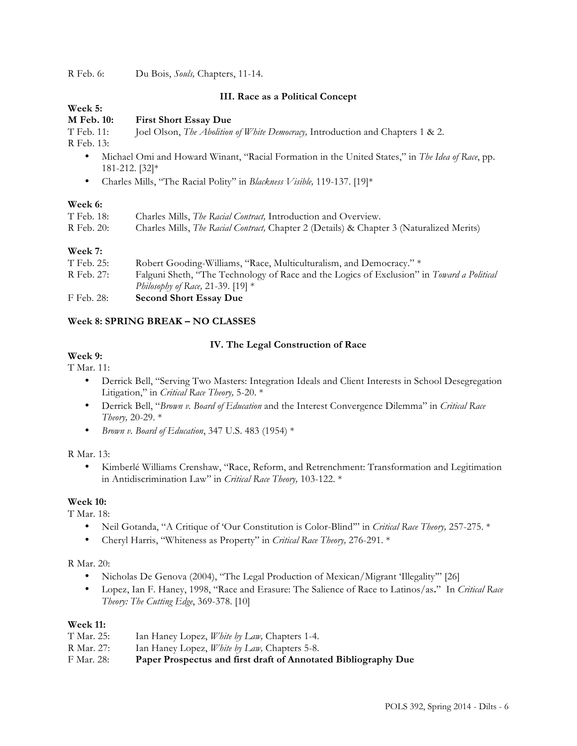R Feb. 6: Du Bois, *Souls,* Chapters, 11-14.

### III. Race as a Political Concept

**Week 5:**

**M Feb. 10: First Short Essay Due**

T Feb. 11: Joel Olson, *The Abolition of White Democracy,* Introduction and Chapters 1 & 2.

R Feb. 13:

- Michael Omi and Howard Winant, "Racial Formation in the United States," in *The Idea of Race*, pp. 181-212. [32]*
- Charles Mills, "The Racial Polity" in *Blackness Visible,* 119-137. [19]*

**Week 6:**

T Feb. 18: Charles Mills, *The Racial Contract,* Introduction and Overview.

R Feb. 20: Charles Mills, *The Racial Contract,* Chapter 2 (Details) & Chapter 3 (Naturalized Merits)

**Week 7:**

T Feb. 25: Robert Gooding-Williams, "Race, Multiculturalism, and Democracy." *

R Feb. 27: Falguni Sheth, "The Technology of Race and the Logics of Exclusion" in *Toward a Political Philosophy of Race,* 21-39. [19] *

F Feb. 28: **Second Short Essay Due**

**Week 8: SPRING BREAK – NO CLASSES**

### IV. The Legal Construction of Race

**Week 9:**

T Mar. 11:

- Derrick Bell, "Serving Two Masters: Integration Ideals and Client Interests in School Desegregation Litigation," in *Critical Race Theory,* 5-20. *
- Derrick Bell, "*Brown v. Board of Education* and the Interest Convergence Dilemma" in *Critical Race Theory,* 20-29. *
- *Brown v. Board of Education*, 347 U.S. 483 (1954) *

R Mar. 13:

- Kimberlé Williams Crenshaw, "Race, Reform, and Retrenchment: Transformation and Legitimation in Antidiscrimination Law" in *Critical Race Theory,* 103-122. *

**Week 10:**

T Mar. 18:

- Neil Gotanda, "A Critique of 'Our Constitution is Color-Blind'" in *Critical Race Theory,* 257-275. *
- Cheryl Harris, "Whiteness as Property" in *Critical Race Theory,* 276-291. *

R Mar. 20:

- Nicholas De Genova (2004), "The Legal Production of Mexican/Migrant 'Illegality'" [26]
- Lopez, Ian F. Haney, 1998, "Race and Erasure: The Salience of Race to Latinos/as." In *Critical Race Theory: The Cutting Edge*, 369-378. [10]

**Week 11:**

T Mar. 25: Ian Haney Lopez, *White by Law,* Chapters 1-4.

R Mar. 27: Ian Haney Lopez, *White by Law,* Chapters 5-8.

F Mar. 28: **Paper Prospectus and first draft of Annotated Bibliography Due**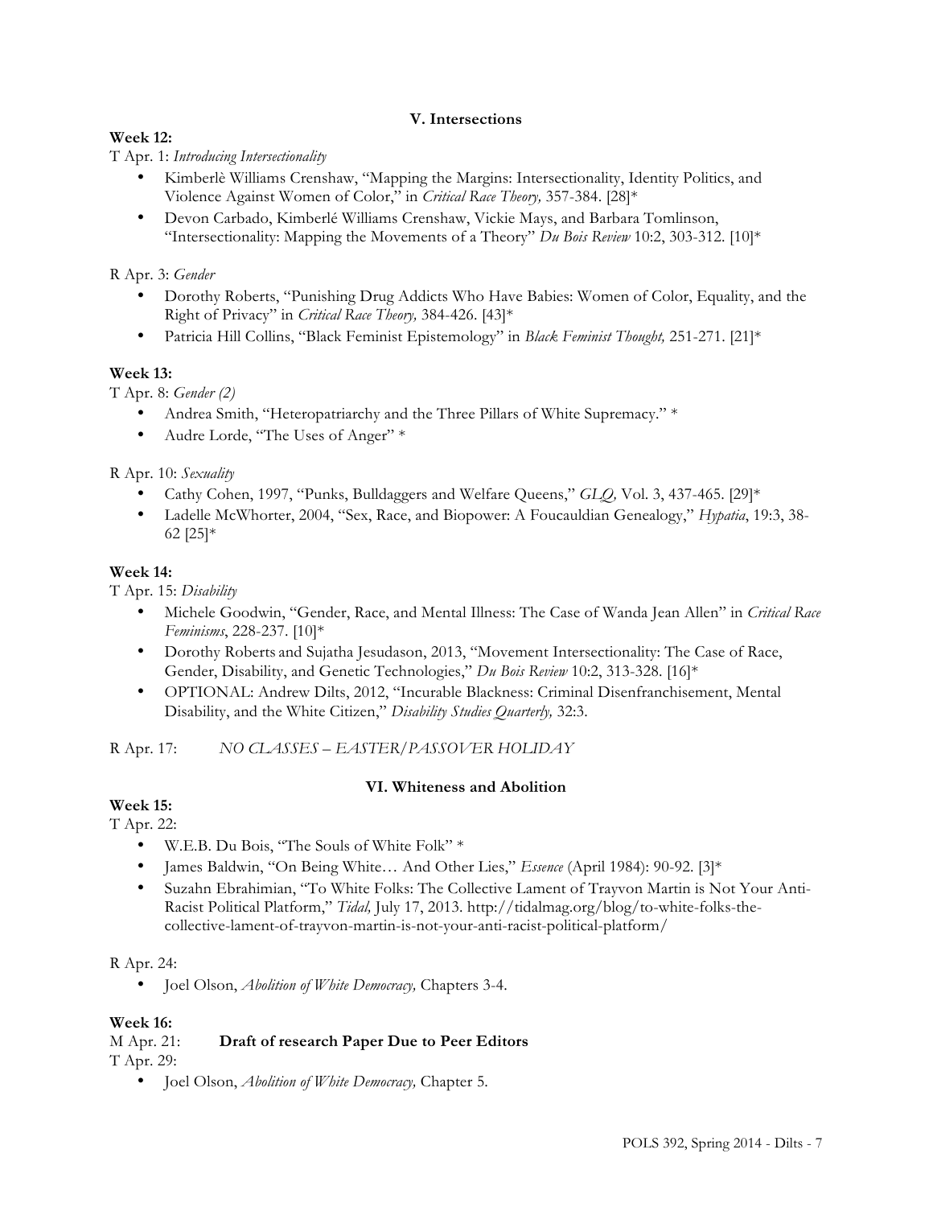## V. Intersections

**Week 12:**

T Apr. 1: *Introducing Intersectionality*

- Kimberlè Williams Crenshaw, "Mapping the Margins: Intersectionality, Identity Politics, and Violence Against Women of Color," in *Critical Race Theory,* 357-384. [28]*
- Devon Carbado, Kimberlé Williams Crenshaw, Vickie Mays, and Barbara Tomlinson, "Intersectionality: Mapping the Movements of a Theory" *Du Bois Review* 10:2, 303-312. [10]*

R Apr. 3: *Gender*

- Dorothy Roberts, "Punishing Drug Addicts Who Have Babies: Women of Color, Equality, and the Right of Privacy" in *Critical Race Theory,* 384-426. [43]*
- Patricia Hill Collins, "Black Feminist Epistemology" in *Black Feminist Thought,* 251-271. [21]*

**Week 13:**

T Apr. 8: *Gender (2)*

- Andrea Smith, "Heteropatriarchy and the Three Pillars of White Supremacy." *
- Audre Lorde, "The Uses of Anger" *

R Apr. 10: *Sexuality*

- Cathy Cohen, 1997, "Punks, Bulldaggers and Welfare Queens," *GLQ,* Vol. 3, 437-465. [29]*
- Ladelle McWhorter, 2004, "Sex, Race, and Biopower: A Foucauldian Genealogy," *Hypatia*, 19:3, 38-62 [25]*

**Week 14:**

T Apr. 15: *Disability*

- Michele Goodwin, "Gender, Race, and Mental Illness: The Case of Wanda Jean Allen" in *Critical Race Feminisms*, 228-237. [10]*
- Dorothy Roberts and Sujatha Jesudason, 2013, "Movement Intersectionality: The Case of Race, Gender, Disability, and Genetic Technologies," *Du Bois Review* 10:2, 313-328. [16]*
- OPTIONAL: Andrew Dilts, 2012, "Incurable Blackness: Criminal Disenfranchisement, Mental Disability, and the White Citizen," *Disability Studies Quarterly,* 32:3.

R Apr. 17: *NO CLASSES – EASTER/PASSOVER HOLIDAY*

## VI. Whiteness and Abolition

**Week 15:**

T Apr. 22:

- W.E.B. Du Bois, "The Souls of White Folk" *
- James Baldwin, "On Being White… And Other Lies," *Essence* (April 1984): 90-92. [3]*
- Suzahn Ebrahimian, "To White Folks: The Collective Lament of Trayvon Martin is Not Your Anti-Racist Political Platform," *Tidal,* July 17, 2013. http://tidalmag.org/blog/to-white-folks-the-collective-lament-of-trayvon-martin-is-not-your-anti-racist-political-platform/

R Apr. 24:

- Joel Olson, *Abolition of White Democracy,* Chapters 3-4.

**Week 16:**

M Apr. 21: **Draft of research Paper Due to Peer Editors**

T Apr. 29:

- Joel Olson, *Abolition of White Democracy,* Chapter 5.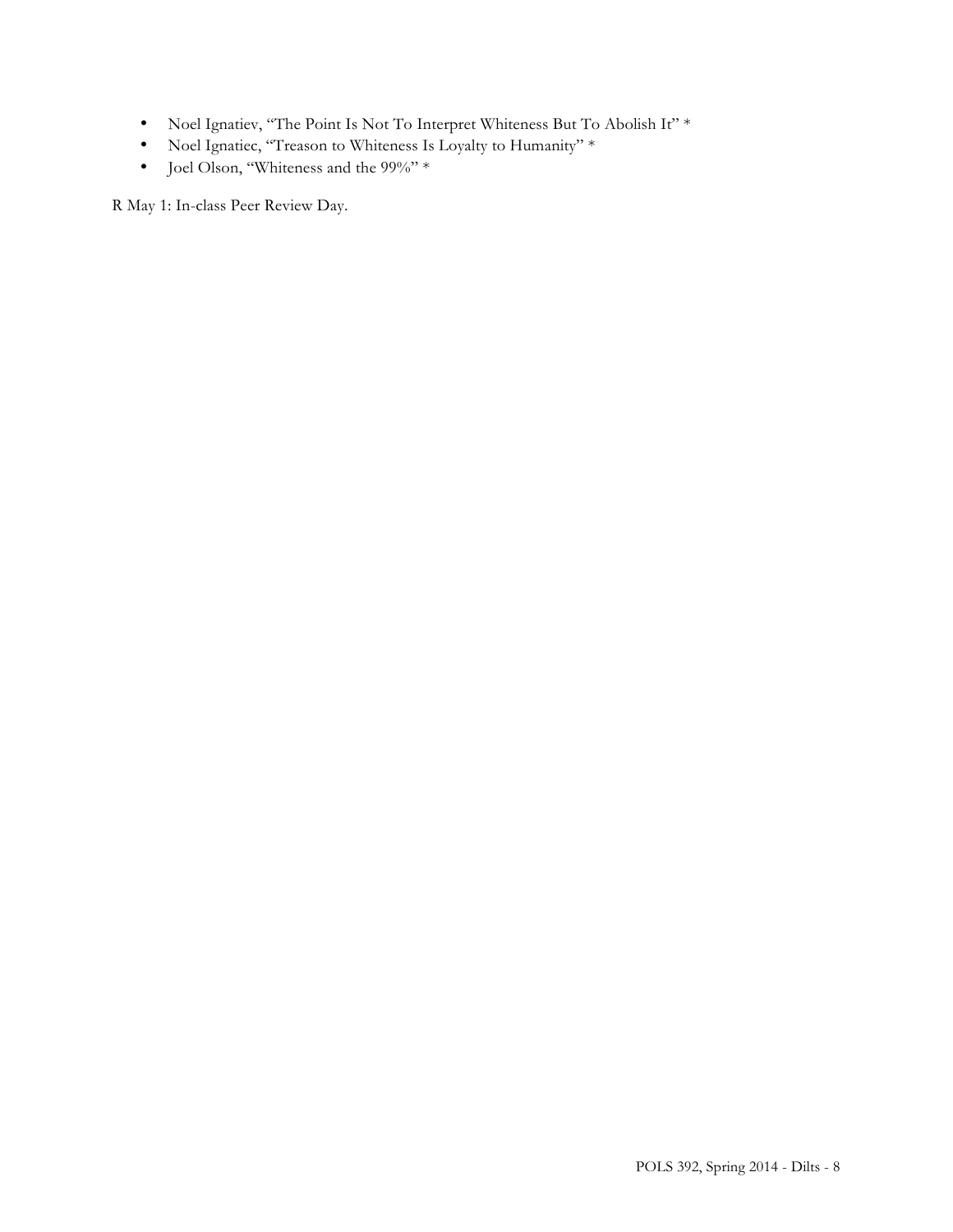- Noel Ignatiev, “The Point Is Not To Interpret Whiteness But To Abolish It” *
- Noel Ignatiec, “Treason to Whiteness Is Loyalty to Humanity” *
- Joel Olson, “Whiteness and the 99%” *

R May 1: In-class Peer Review Day.